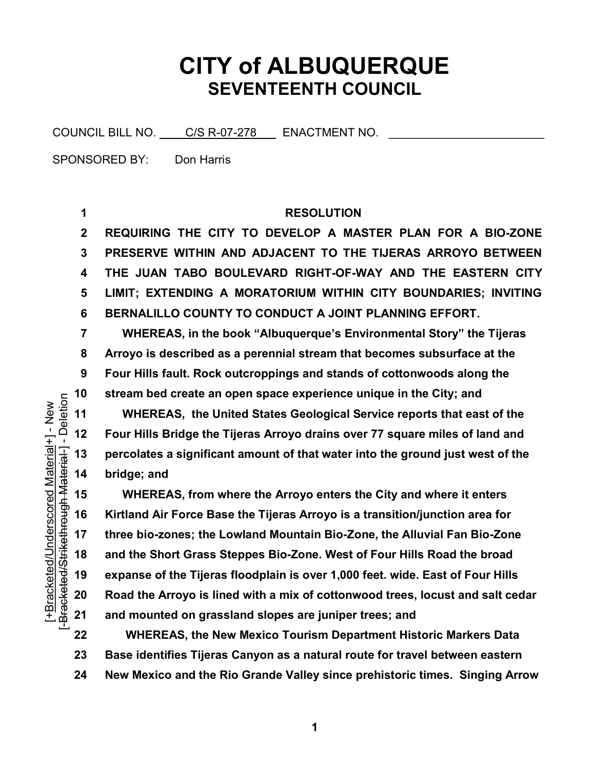# CITY of ALBUQUERQUE
## SEVENTEENTH COUNCIL

COUNCIL BILL NO. C/S R-07-278 ENACTMENT NO. ______________________

SPONSORED BY: Don Harris

[+Bracketed/Underscored Material+] - New
[-Bracketed/Strikethrough Material-] - Deletion

1 **RESOLUTION**

2 **REQUIRING THE CITY TO DEVELOP A MASTER PLAN FOR A BIO-ZONE**
3 **PRESERVE WITHIN AND ADJACENT TO THE TIJERAS ARROYO BETWEEN**
4 **THE JUAN TABO BOULEVARD RIGHT-OF-WAY AND THE EASTERN CITY**
5 **LIMIT; EXTENDING A MORATORIUM WITHIN CITY BOUNDARIES; INVITING**
6 **BERNALILLO COUNTY TO CONDUCT A JOINT PLANNING EFFORT.**

7 **WHEREAS, in the book "Albuquerque's Environmental Story" the Tijeras**
8 **Arroyo is described as a perennial stream that becomes subsurface at the**
9 **Four Hills fault. Rock outcroppings and stands of cottonwoods along the**
10 **stream bed create an open space experience unique in the City; and**

11 **WHEREAS, the United States Geological Service reports that east of the**
12 **Four Hills Bridge the Tijeras Arroyo drains over 77 square miles of land and**
13 **percolates a significant amount of that water into the ground just west of the**
14 **bridge; and**

15 **WHEREAS, from where the Arroyo enters the City and where it enters**
16 **Kirtland Air Force Base the Tijeras Arroyo is a transition/junction area for**
17 **three bio-zones; the Lowland Mountain Bio-Zone, the Alluvial Fan Bio-Zone**
18 **and the Short Grass Steppes Bio-Zone. West of Four Hills Road the broad**
19 **expanse of the Tijeras floodplain is over 1,000 feet. wide. East of Four Hills**
20 **Road the Arroyo is lined with a mix of cottonwood trees, locust and salt cedar**
21 **and mounted on grassland slopes are juniper trees; and**

22 **WHEREAS, the New Mexico Tourism Department Historic Markers Data**
23 **Base identifies Tijeras Canyon as a natural route for travel between eastern**
24 **New Mexico and the Rio Grande Valley since prehistoric times. Singing Arrow**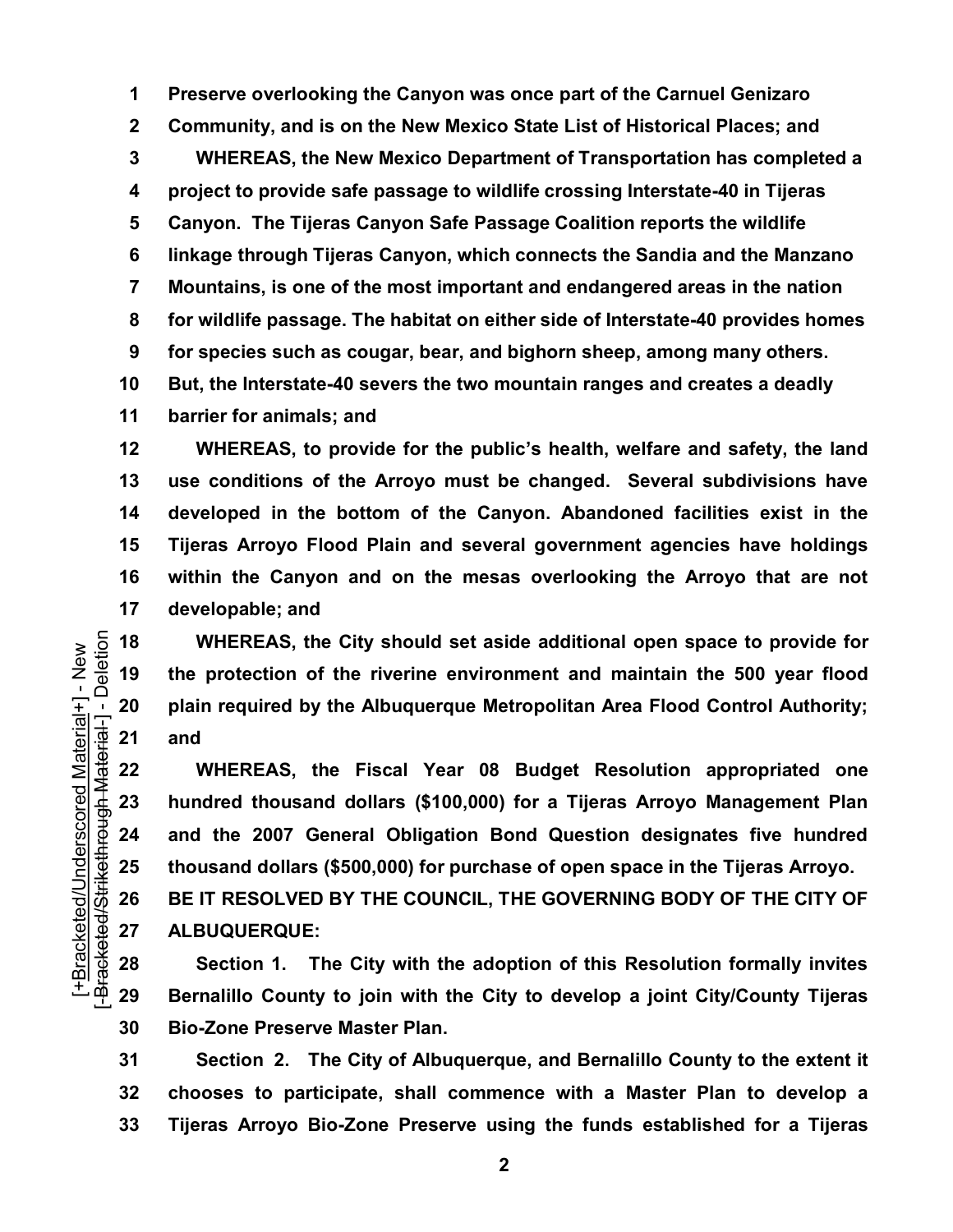Preserve overlooking the Canyon was once part of the Carnuel Genizaro Community, and is on the New Mexico State List of Historical Places; and

WHEREAS, the New Mexico Department of Transportation has completed a project to provide safe passage to wildlife crossing Interstate-40 in Tijeras Canyon. The Tijeras Canyon Safe Passage Coalition reports the wildlife linkage through Tijeras Canyon, which connects the Sandia and the Manzano Mountains, is one of the most important and endangered areas in the nation for wildlife passage. The habitat on either side of Interstate-40 provides homes for species such as cougar, bear, and bighorn sheep, among many others. But, the Interstate-40 severs the two mountain ranges and creates a deadly barrier for animals; and

WHEREAS, to provide for the public's health, welfare and safety, the land use conditions of the Arroyo must be changed. Several subdivisions have developed in the bottom of the Canyon. Abandoned facilities exist in the Tijeras Arroyo Flood Plain and several government agencies have holdings within the Canyon and on the mesas overlooking the Arroyo that are not developable; and

WHEREAS, the City should set aside additional open space to provide for the protection of the riverine environment and maintain the 500 year flood plain required by the Albuquerque Metropolitan Area Flood Control Authority; and

WHEREAS, the Fiscal Year 08 Budget Resolution appropriated one hundred thousand dollars ($100,000) for a Tijeras Arroyo Management Plan and the 2007 General Obligation Bond Question designates five hundred thousand dollars ($500,000) for purchase of open space in the Tijeras Arroyo.

BE IT RESOLVED BY THE COUNCIL, THE GOVERNING BODY OF THE CITY OF ALBUQUERQUE:

Section 1. The City with the adoption of this Resolution formally invites Bernalillo County to join with the City to develop a joint City/County Tijeras Bio-Zone Preserve Master Plan.

Section 2. The City of Albuquerque, and Bernalillo County to the extent it chooses to participate, shall commence with a Master Plan to develop a Tijeras Arroyo Bio-Zone Preserve using the funds established for a Tijeras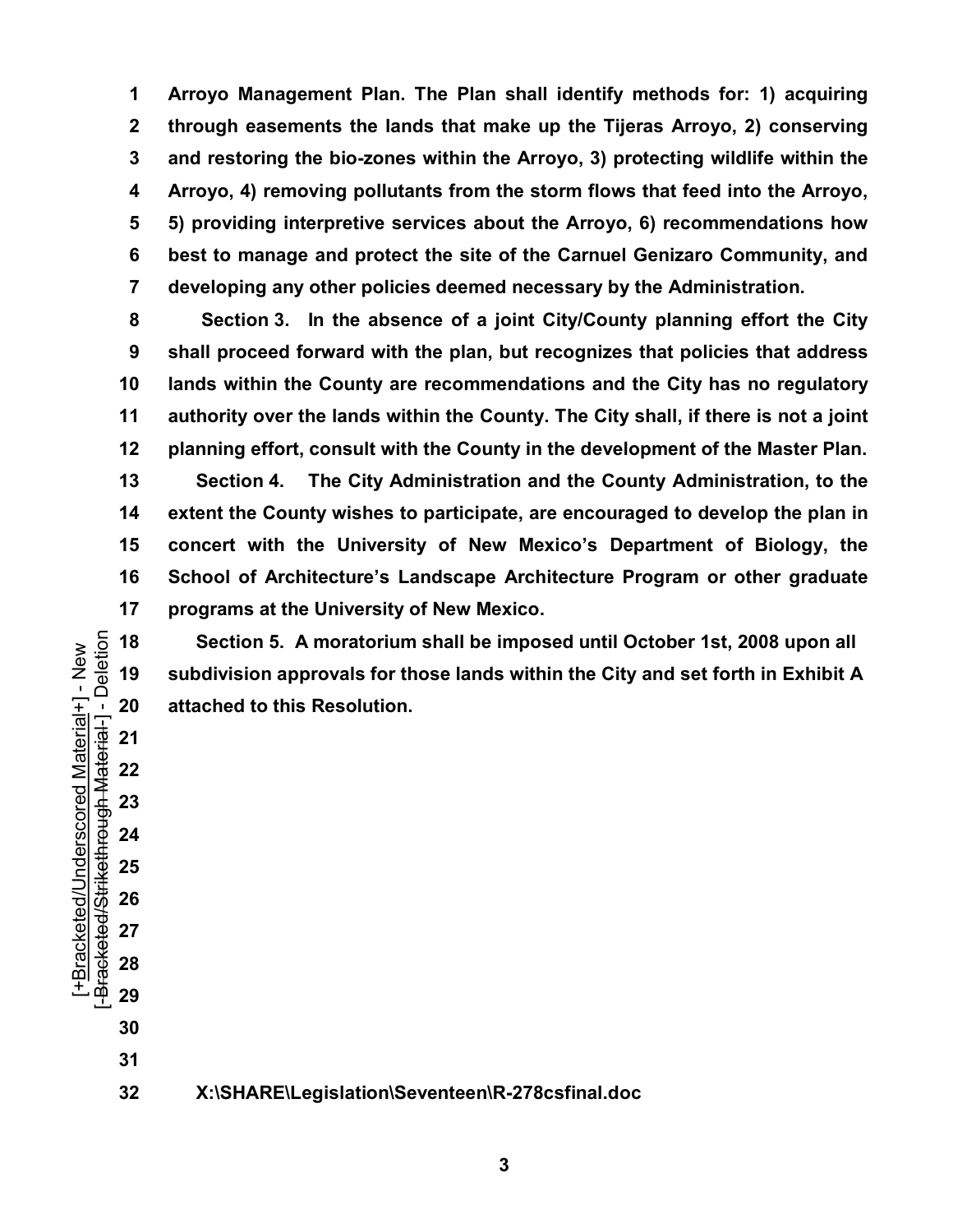**Arroyo Management Plan. The Plan shall identify methods for: 1) acquiring through easements the lands that make up the Tijeras Arroyo, 2) conserving and restoring the bio-zones within the Arroyo, 3) protecting wildlife within the Arroyo, 4) removing pollutants from the storm flows that feed into the Arroyo, 5) providing interpretive services about the Arroyo, 6) recommendations how best to manage and protect the site of the Carnuel Genizaro Community, and developing any other policies deemed necessary by the Administration.**

**Section 3. In the absence of a joint City/County planning effort the City shall proceed forward with the plan, but recognizes that policies that address lands within the County are recommendations and the City has no regulatory authority over the lands within the County. The City shall, if there is not a joint planning effort, consult with the County in the development of the Master Plan.**

**Section 4. The City Administration and the County Administration, to the extent the County wishes to participate, are encouraged to develop the plan in concert with the University of New Mexico's Department of Biology, the School of Architecture's Landscape Architecture Program or other graduate programs at the University of New Mexico.**

**Section 5. A moratorium shall be imposed until October 1st, 2008 upon all subdivision approvals for those lands within the City and set forth in Exhibit A attached to this Resolution.**

[+Bracketed/Underscored Material+] - New
[-Bracketed/Strikethrough Material-] - Deletion

**X:\SHARE\Legislation\Seventeen\R-278csfinal.doc**